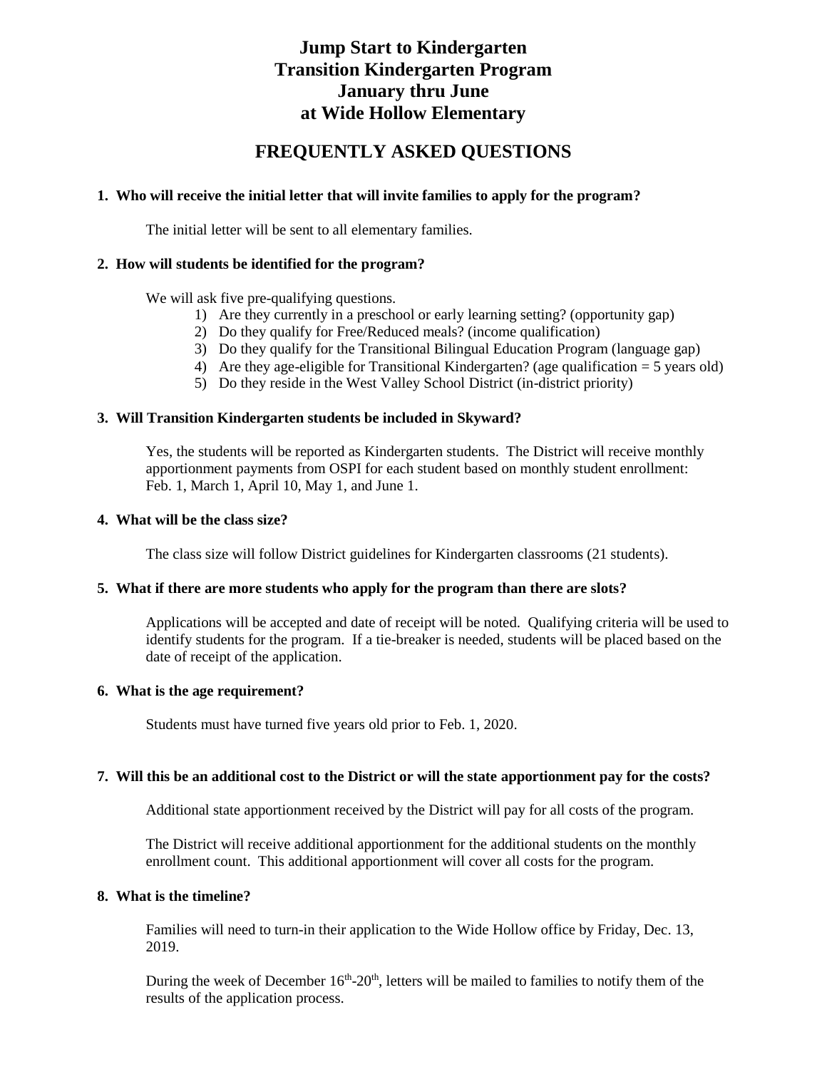# Jump Start to Kindergarten
# Transition Kindergarten Program
# January thru June
# at Wide Hollow Elementary

## FREQUENTLY ASKED QUESTIONS

**1. Who will receive the initial letter that will invite families to apply for the program?**

The initial letter will be sent to all elementary families.

**2. How will students be identified for the program?**

We will ask five pre-qualifying questions.

1) Are they currently in a preschool or early learning setting? (opportunity gap)
2) Do they qualify for Free/Reduced meals? (income qualification)
3) Do they qualify for the Transitional Bilingual Education Program (language gap)
4) Are they age-eligible for Transitional Kindergarten? (age qualification = 5 years old)
5) Do they reside in the West Valley School District (in-district priority)

**3. Will Transition Kindergarten students be included in Skyward?**

Yes, the students will be reported as Kindergarten students. The District will receive monthly apportionment payments from OSPI for each student based on monthly student enrollment: Feb. 1, March 1, April 10, May 1, and June 1.

**4. What will be the class size?**

The class size will follow District guidelines for Kindergarten classrooms (21 students).

**5. What if there are more students who apply for the program than there are slots?**

Applications will be accepted and date of receipt will be noted. Qualifying criteria will be used to identify students for the program. If a tie-breaker is needed, students will be placed based on the date of receipt of the application.

**6. What is the age requirement?**

Students must have turned five years old prior to Feb. 1, 2020.

**7. Will this be an additional cost to the District or will the state apportionment pay for the costs?**

Additional state apportionment received by the District will pay for all costs of the program.

The District will receive additional apportionment for the additional students on the monthly enrollment count. This additional apportionment will cover all costs for the program.

**8. What is the timeline?**

Families will need to turn-in their application to the Wide Hollow office by Friday, Dec. 13, 2019.

During the week of December 16th-20th, letters will be mailed to families to notify them of the results of the application process.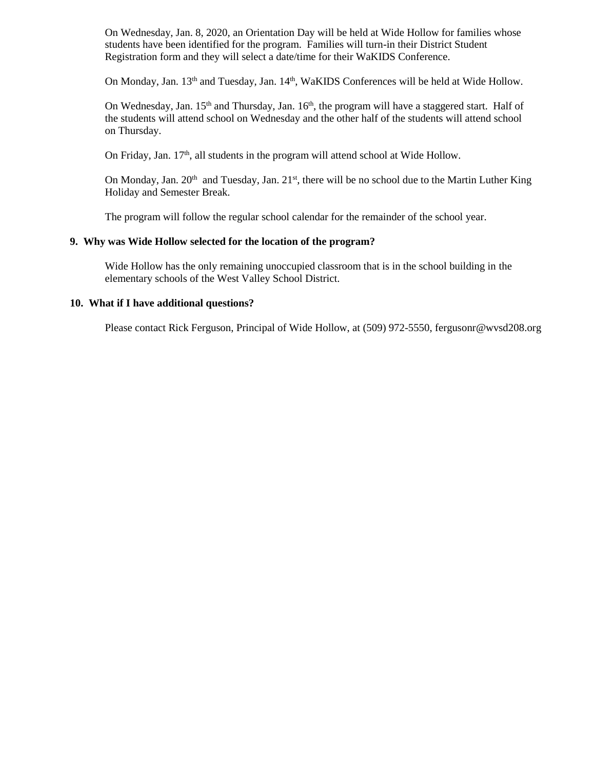On Wednesday, Jan. 8, 2020, an Orientation Day will be held at Wide Hollow for families whose students have been identified for the program. Families will turn-in their District Student Registration form and they will select a date/time for their WaKIDS Conference.

On Monday, Jan. 13th and Tuesday, Jan. 14th, WaKIDS Conferences will be held at Wide Hollow.

On Wednesday, Jan. 15th and Thursday, Jan. 16th, the program will have a staggered start. Half of the students will attend school on Wednesday and the other half of the students will attend school on Thursday.

On Friday, Jan. 17th, all students in the program will attend school at Wide Hollow.

On Monday, Jan. 20th and Tuesday, Jan. 21st, there will be no school due to the Martin Luther King Holiday and Semester Break.

The program will follow the regular school calendar for the remainder of the school year.

**9. Why was Wide Hollow selected for the location of the program?**

Wide Hollow has the only remaining unoccupied classroom that is in the school building in the elementary schools of the West Valley School District.

**10. What if I have additional questions?**

Please contact Rick Ferguson, Principal of Wide Hollow, at (509) 972-5550, fergusonr@wvsd208.org